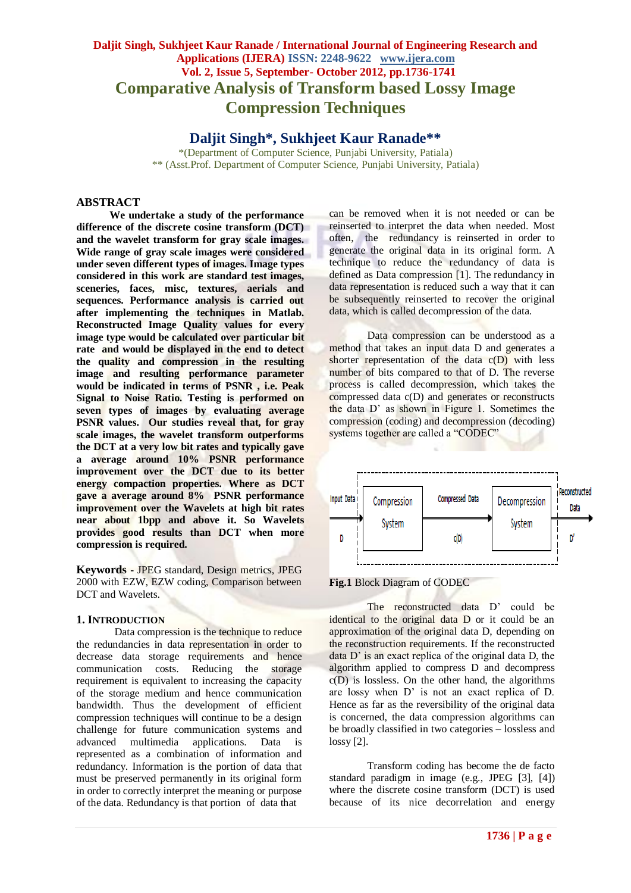# Comparative Analysis of Transform based Lossy Image Compression Techniques

## Daljit Singh*, Sukhjeet Kaur Ranade**

*(Department of Computer Science, Punjabi University, Patiala)
** (Asst.Prof. Department of Computer Science, Punjabi University, Patiala)

## ABSTRACT

**We undertake a study of the performance difference of the discrete cosine transform (DCT) and the wavelet transform for gray scale images. Wide range of gray scale images were considered under seven different types of images. Image types considered in this work are standard test images, sceneries, faces, misc, textures, aerials and sequences. Performance analysis is carried out after implementing the techniques in Matlab. Reconstructed Image Quality values for every image type would be calculated over particular bit rate and would be displayed in the end to detect the quality and compression in the resulting image and resulting performance parameter would be indicated in terms of PSNR , i.e. Peak Signal to Noise Ratio. Testing is performed on seven types of images by evaluating average PSNR values. Our studies reveal that, for gray scale images, the wavelet transform outperforms the DCT at a very low bit rates and typically gave a average around 10% PSNR performance improvement over the DCT due to its better energy compaction properties. Where as DCT gave a average around 8% PSNR performance improvement over the Wavelets at high bit rates near about 1bpp and above it. So Wavelets provides good results than DCT when more compression is required.**

**Keywords** - JPEG standard, Design metrics, JPEG 2000 with EZW, EZW coding, Comparison between DCT and Wavelets.

## 1. INTRODUCTION

Data compression is the technique to reduce the redundancies in data representation in order to decrease data storage requirements and hence communication costs. Reducing the storage requirement is equivalent to increasing the capacity of the storage medium and hence communication bandwidth. Thus the development of efficient compression techniques will continue to be a design challenge for future communication systems and advanced multimedia applications. Data is represented as a combination of information and redundancy. Information is the portion of data that must be preserved permanently in its original form in order to correctly interpret the meaning or purpose of the data. Redundancy is that portion of data that can be removed when it is not needed or can be reinserted to interpret the data when needed. Most often, the redundancy is reinserted in order to generate the original data in its original form. A technique to reduce the redundancy of data is defined as Data compression [1]. The redundancy in data representation is reduced such a way that it can be subsequently reinserted to recover the original data, which is called decompression of the data.

Data compression can be understood as a method that takes an input data D and generates a shorter representation of the data c(D) with less number of bits compared to that of D. The reverse process is called decompression, which takes the compressed data c(D) and generates or reconstructs the data D' as shown in Figure 1. Sometimes the compression (coding) and decompression (decoding) systems together are called a "CODEC"

```
Input Data  ->  [Compression System]  -> Compressed Data ->  [Decompression System]  ->  Reconstructed Data
    D                                        c(D)                                          D'
```

**Fig.1** Block Diagram of CODEC

The reconstructed data D' could be identical to the original data D or it could be an approximation of the original data D, depending on the reconstruction requirements. If the reconstructed data D' is an exact replica of the original data D, the algorithm applied to compress D and decompress c(D) is lossless. On the other hand, the algorithms are lossy when D' is not an exact replica of D. Hence as far as the reversibility of the original data is concerned, the data compression algorithms can be broadly classified in two categories – lossless and lossy [2].

Transform coding has become the de facto standard paradigm in image (e.g., JPEG [3], [4]) where the discrete cosine transform (DCT) is used because of its nice decorrelation and energy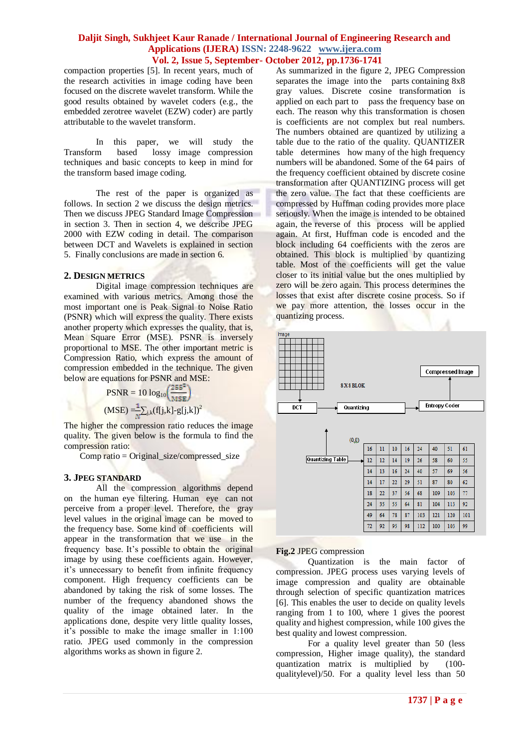compaction properties [5]. In recent years, much of the research activities in image coding have been focused on the discrete wavelet transform. While the good results obtained by wavelet coders (e.g., the embedded zerotree wavelet (EZW) coder) are partly attributable to the wavelet transform.

In this paper, we will study the Transform based lossy image compression techniques and basic concepts to keep in mind for the transform based image coding.

The rest of the paper is organized as follows. In section 2 we discuss the design metrics. Then we discuss JPEG Standard Image Compression in section 3. Then in section 4, we describe JPEG 2000 with EZW coding in detail. The comparison between DCT and Wavelets is explained in section 5. Finally conclusions are made in section 6.

## 2. DESIGN METRICS

Digital image compression techniques are examined with various metrics. Among those the most important one is Peak Signal to Noise Ratio (PSNR) which will express the quality. There exists another property which expresses the quality, that is, Mean Square Error (MSE). PSNR is inversely proportional to MSE. The other important metric is Compression Ratio, which express the amount of compression embedded in the technique. The given below are equations for PSNR and MSE:

$$PSNR = 10 \log_{10}\left(\frac{255^2}{MSE}\right)$$

$$(MSE) = \frac{1}{N}\sum_{j,k}(f[j,k]-g[j,k])^2$$

The higher the compression ratio reduces the image quality. The given below is the formula to find the compression ratio:

Comp ratio = Original_size/compressed_size

## 3. JPEG STANDARD

All the compression algorithms depend on the human eye filtering. Human eye can not perceive from a proper level. Therefore, the gray level values in the original image can be moved to the frequency base. Some kind of coefficients will appear in the transformation that we use in the frequency base. It's possible to obtain the original image by using these coefficients again. However, it's unnecessary to benefit from infinite frequency component. High frequency coefficients can be abandoned by taking the risk of some losses. The number of the frequency abandoned shows the quality of the image obtained later. In the applications done, despite very little quality losses, it's possible to make the image smaller in 1:100 ratio. JPEG used commonly in the compression algorithms works as shown in figure 2.

As summarized in the figure 2, JPEG Compression separates the image into the parts containing 8x8 gray values. Discrete cosine transformation is applied on each part to pass the frequency base on each. The reason why this transformation is chosen is coefficients are not complex but real numbers. The numbers obtained are quantized by utilizing a table due to the ratio of the quality. QUANTIZER table determines how many of the high frequency numbers will be abandoned. Some of the 64 pairs of the frequency coefficient obtained by discrete cosine transformation after QUANTIZING process will get the zero value. The fact that these coefficients are compressed by Huffman coding provides more place seriously. When the image is intended to be obtained again, the reverse of this process will be applied again. At first, Huffman code is encoded and the block including 64 coefficients with the zeros are obtained. This block is multiplied by quantizing table. Most of the coefficients will get the value closer to its initial value but the ones multiplied by zero will be zero again. This process determines the losses that occur after discrete cosine process. So if we pay more attention, the losses occur in the quantizing process.

Image → 8X8 BLOK → DCT → Quantizing → Entropy Coder → Compressed Image

Quantizing Table (0,0)

| 16 | 11 | 10 | 16 | 24 | 40 | 51 | 61 |
|---|---|---|---|---|---|---|---|
| 12 | 12 | 14 | 19 | 26 | 58 | 60 | 55 |
| 14 | 13 | 16 | 24 | 40 | 57 | 69 | 56 |
| 14 | 17 | 22 | 29 | 51 | 87 | 80 | 62 |
| 18 | 22 | 37 | 56 | 68 | 109 | 103 | 77 |
| 24 | 35 | 55 | 64 | 81 | 104 | 113 | 92 |
| 49 | 64 | 78 | 87 | 103 | 121 | 120 | 101 |
| 72 | 92 | 95 | 98 | 112 | 100 | 103 | 99 |

**Fig.2** JPEG compression

Quantization is the main factor of compression. JPEG process uses varying levels of image compression and quality are obtainable through selection of specific quantization matrices [6]. This enables the user to decide on quality levels ranging from 1 to 100, where 1 gives the poorest quality and highest compression, while 100 gives the best quality and lowest compression.

For a quality level greater than 50 (less compression, Higher image quality), the standard quantization matrix is multiplied by (100-qualitylevel)/50. For a quality level less than 50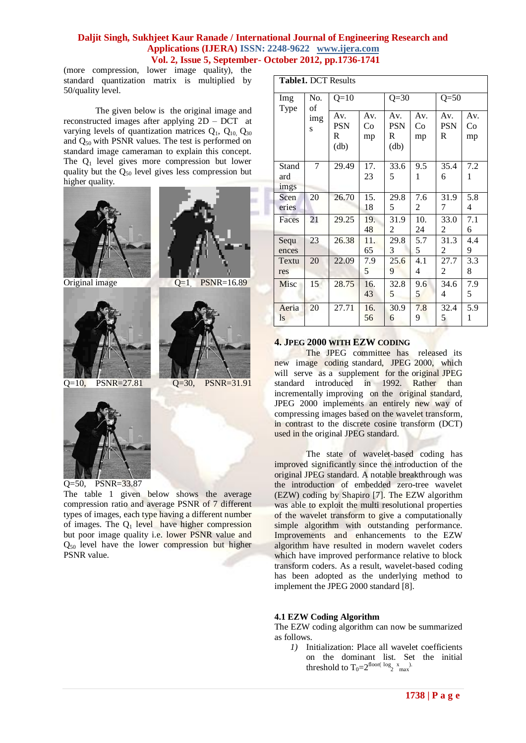(more compression, lower image quality), the standard quantization matrix is multiplied by 50/quality level.

The given below is the original image and reconstructed images after applying 2D – DCT at varying levels of quantization matrices $Q_1$, $Q_{10}$, $Q_{30}$ and $Q_{50}$ with PSNR values. The test is performed on standard image cameraman to explain this concept. The $Q_1$ level gives more compression but lower quality but the $Q_{50}$ level gives less compression but higher quality.

Original image

Q=1, PSNR=16.89

Q=10, PSNR=27.81

Q=30, PSNR=31.91

Q=50, PSNR=33.87

The table 1 given below shows the average compression ratio and average PSNR of 7 different types of images, each type having a different number of images. The $Q_1$ level have higher compression but poor image quality i.e. lower PSNR value and $Q_{50}$ level have the lower compression but higher PSNR value.

**Table1.** DCT Results

| Img Type | No. of imgs | Q=10 | | Q=30 | | Q=50 | |
|---|---|---|---|---|---|---|---|
| | | Av. PSNR (db) | Av. Comp | Av. PSNR (db) | Av. Comp | Av. PSNR | Av. Comp |
| Standard imgs | 7 | 29.49 | 17.23 | 33.65 | 9.51 | 35.46 | 7.21 |
| Sceneries | 20 | 26.70 | 15.18 | 29.85 | 7.62 | 31.97 | 5.84 |
| Faces | 21 | 29.25 | 19.48 | 31.92 | 10.24 | 33.02 | 7.16 |
| Sequences | 23 | 26.38 | 11.65 | 29.83 | 5.75 | 31.32 | 4.49 |
| Textures | 20 | 22.09 | 7.95 | 25.69 | 4.14 | 27.72 | 3.38 |
| Misc | 15 | 28.75 | 16.43 | 32.85 | 9.65 | 34.64 | 7.95 |
| Aerials | 20 | 27.71 | 16.56 | 30.96 | 7.89 | 32.45 | 5.91 |

## 4. JPEG 2000 WITH EZW CODING

The JPEG committee has released its new image coding standard, JPEG 2000, which will serve as a supplement for the original JPEG standard introduced in 1992. Rather than incrementally improving on the original standard, JPEG 2000 implements an entirely new way of compressing images based on the wavelet transform, in contrast to the discrete cosine transform (DCT) used in the original JPEG standard.

The state of wavelet-based coding has improved significantly since the introduction of the original JPEG standard. A notable breakthrough was the introduction of embedded zero-tree wavelet (EZW) coding by Shapiro [7]. The EZW algorithm was able to exploit the multi resolutional properties of the wavelet transform to give a computationally simple algorithm with outstanding performance. Improvements and enhancements to the EZW algorithm have resulted in modern wavelet coders which have improved performance relative to block transform coders. As a result, wavelet-based coding has been adopted as the underlying method to implement the JPEG 2000 standard [8].

### 4.1 EZW Coding Algorithm

The EZW coding algorithm can now be summarized as follows.

1) Initialization: Place all wavelet coefficients on the dominant list. Set the initial threshold to $T_0=2^{\text{floor}(\log_2 x_{max})}$.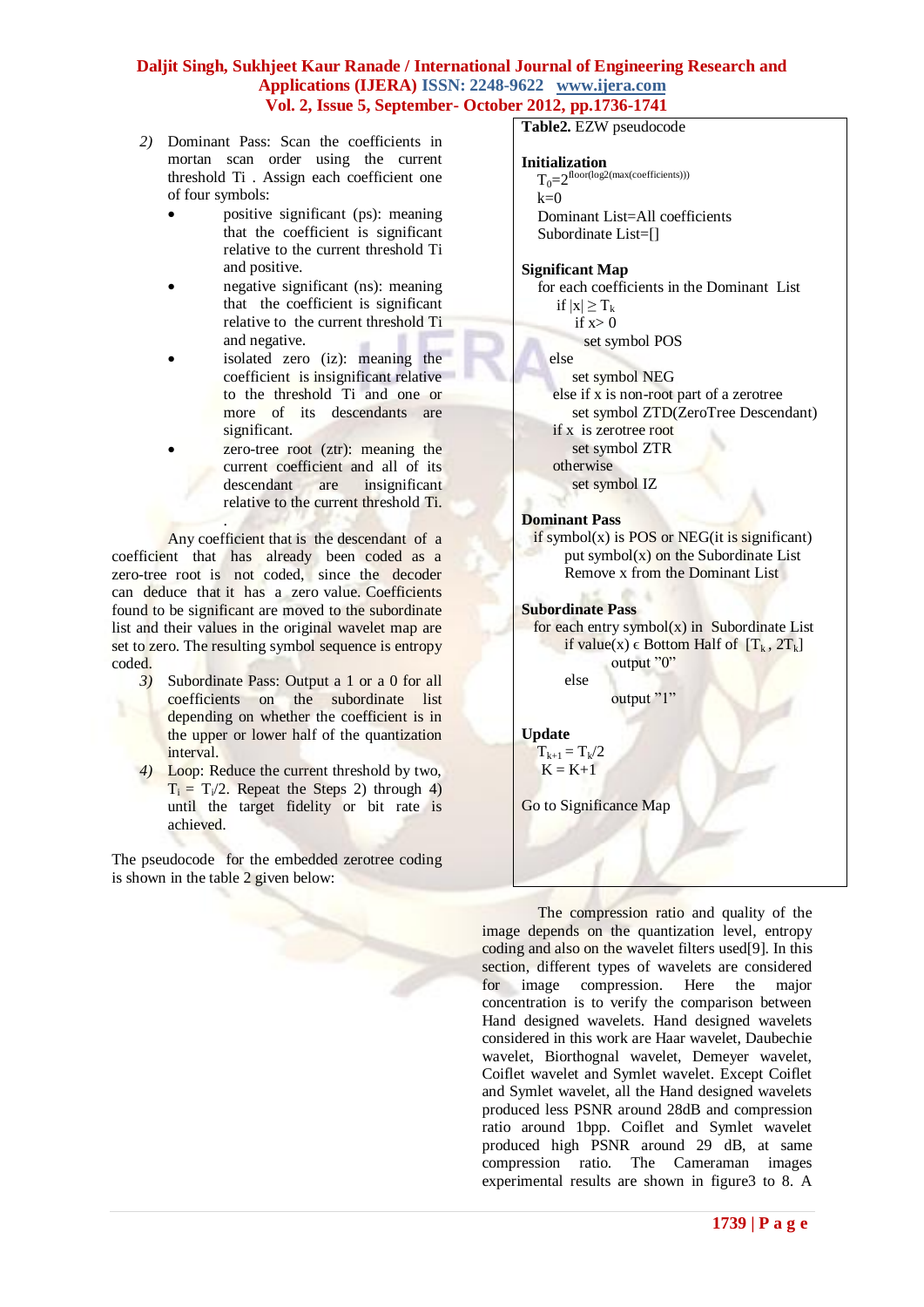2) Dominant Pass: Scan the coefficients in mortan scan order using the current threshold Ti . Assign each coefficient one of four symbols:
   - positive significant (ps): meaning that the coefficient is significant relative to the current threshold Ti and positive.
   - negative significant (ns): meaning that the coefficient is significant relative to the current threshold Ti and negative.
   - isolated zero (iz): meaning the coefficient is insignificant relative to the threshold Ti and one or more of its descendants are significant.
   - zero-tree root (ztr): meaning the current coefficient and all of its descendant are insignificant relative to the current threshold Ti.

.

Any coefficient that is the descendant of a coefficient that has already been coded as a zero-tree root is not coded, since the decoder can deduce that it has a zero value. Coefficients found to be significant are moved to the subordinate list and their values in the original wavelet map are set to zero. The resulting symbol sequence is entropy coded.

3) Subordinate Pass: Output a 1 or a 0 for all coefficients on the subordinate list depending on whether the coefficient is in the upper or lower half of the quantization interval.
4) Loop: Reduce the current threshold by two, $T_i = T_i/2$. Repeat the Steps 2) through 4) until the target fidelity or bit rate is achieved.

The pseudocode for the embedded zerotree coding is shown in the table 2 given below:

**Table2.** EZW pseudocode

**Initialization**

$T_0=2^{floor(log2(max(coefficients)))}$
k=0
Dominant List=All coefficients
Subordinate List=[]

**Significant Map**

```
for each coefficients in the Dominant List
    if |x| ≥ T_k
        if x> 0
            set symbol POS
    else
        set symbol NEG
    else if x is non-root part of a zerotree
        set symbol ZTD(ZeroTree Descendant)
    if x is zerotree root
        set symbol ZTR
    otherwise
        set symbol IZ
```

**Dominant Pass**

```
if symbol(x) is POS or NEG(it is significant)
    put symbol(x) on the Subordinate List
    Remove x from the Dominant List
```

**Subordinate Pass**

```
for each entry symbol(x) in Subordinate List
    if value(x) ϵ Bottom Half of [T_k , 2T_k]
        output "0"
    else
        output "1"
```

**Update**

$T_{k+1} = T_k/2$
K = K+1

Go to Significance Map

The compression ratio and quality of the image depends on the quantization level, entropy coding and also on the wavelet filters used[9]. In this section, different types of wavelets are considered for image compression. Here the major concentration is to verify the comparison between Hand designed wavelets. Hand designed wavelets considered in this work are Haar wavelet, Daubechie wavelet, Biorthognal wavelet, Demeyer wavelet, Coiflet wavelet and Symlet wavelet. Except Coiflet and Symlet wavelet, all the Hand designed wavelets produced less PSNR around 28dB and compression ratio around 1bpp. Coiflet and Symlet wavelet produced high PSNR around 29 dB, at same compression ratio. The Cameraman images experimental results are shown in figure3 to 8. A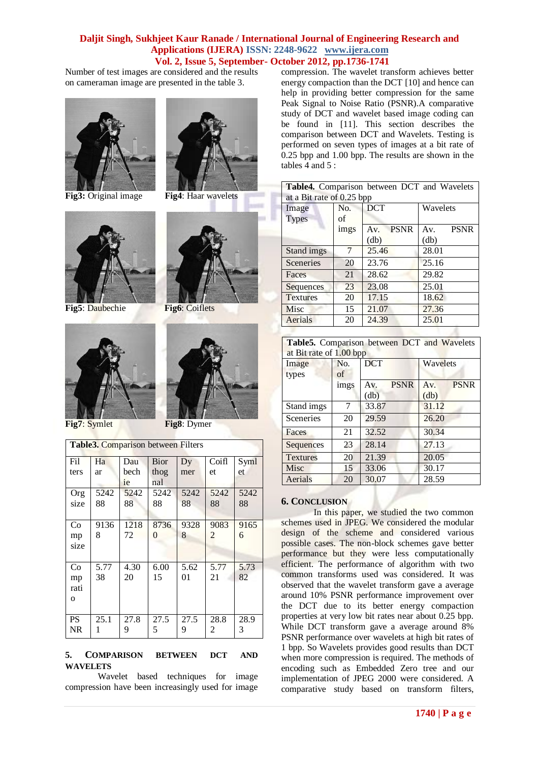Number of test images are considered and the results on cameraman image are presented in the table 3.

**Fig3:** Original image

**Fig4**: Haar wavelets

**Fig5**: Daubechie

**Fig6**: Coiflets

**Fig7**: Symlet

**Fig8**: Dymer

**Table3.** Comparison between Filters

| Filters | Haar | Daubechie | Biorthognal | Dymer | Coiflet | Symlet |
|---|---|---|---|---|---|---|
| Org size | 524288 | 524288 | 524288 | 524288 | 524288 | 524288 |
| Comp size | 91368 | 121872 | 87360 | 93288 | 90832 | 91656 |
| Comp ratio | 5.7738 | 4.3020 | 6.0015 | 5.6201 | 5.7721 | 5.7382 |
| PSNR | 25.11 | 27.89 | 27.55 | 27.59 | 28.82 | 28.93 |

## 5. Comparison between DCT and Wavelets

Wavelet based techniques for image compression have been increasingly used for image compression. The wavelet transform achieves better energy compaction than the DCT [10] and hence can help in providing better compression for the same Peak Signal to Noise Ratio (PSNR).A comparative study of DCT and wavelet based image coding can be found in [11]. This section describes the comparison between DCT and Wavelets. Testing is performed on seven types of images at a bit rate of 0.25 bpp and 1.00 bpp. The results are shown in the tables 4 and 5 :

**Table4.** Comparison between DCT and Wavelets at a Bit rate of 0.25 bpp

| Image Types | No. of imgs | DCT | Wavelets |
|---|---|---|---|
| | | Av. PSNR (db) | Av. PSNR (db) |
| Stand imgs | 7 | 25.46 | 28.01 |
| Sceneries | 20 | 23.76 | 25.16 |
| Faces | 21 | 28.62 | 29.82 |
| Sequences | 23 | 23.08 | 25.01 |
| Textures | 20 | 17.15 | 18.62 |
| Misc | 15 | 21.07 | 27.36 |
| Aerials | 20 | 24.39 | 25.01 |

**Table5.** Comparison between DCT and Wavelets at Bit rate of 1.00 bpp

| Image types | No. of imgs | DCT | Wavelets |
|---|---|---|---|
| | | Av. PSNR (db) | Av. PSNR (db) |
| Stand imgs | 7 | 33.87 | 31.12 |
| Sceneries | 20 | 29.59 | 26.20 |
| Faces | 21 | 32.52 | 30.34 |
| Sequences | 23 | 28.14 | 27.13 |
| Textures | 20 | 21.39 | 20.05 |
| Misc | 15 | 33.06 | 30.17 |
| Aerials | 20 | 30.07 | 28.59 |

## 6. Conclusion

In this paper, we studied the two common schemes used in JPEG. We considered the modular design of the scheme and considered various possible cases. The non-block schemes gave better performance but they were less computationally efficient. The performance of algorithm with two common transforms used was considered. It was observed that the wavelet transform gave a average around 10% PSNR performance improvement over the DCT due to its better energy compaction properties at very low bit rates near about 0.25 bpp. While DCT transform gave a average around 8% PSNR performance over wavelets at high bit rates of 1 bpp. So Wavelets provides good results than DCT when more compression is required. The methods of encoding such as Embedded Zero tree and our implementation of JPEG 2000 were considered. A comparative study based on transform filters,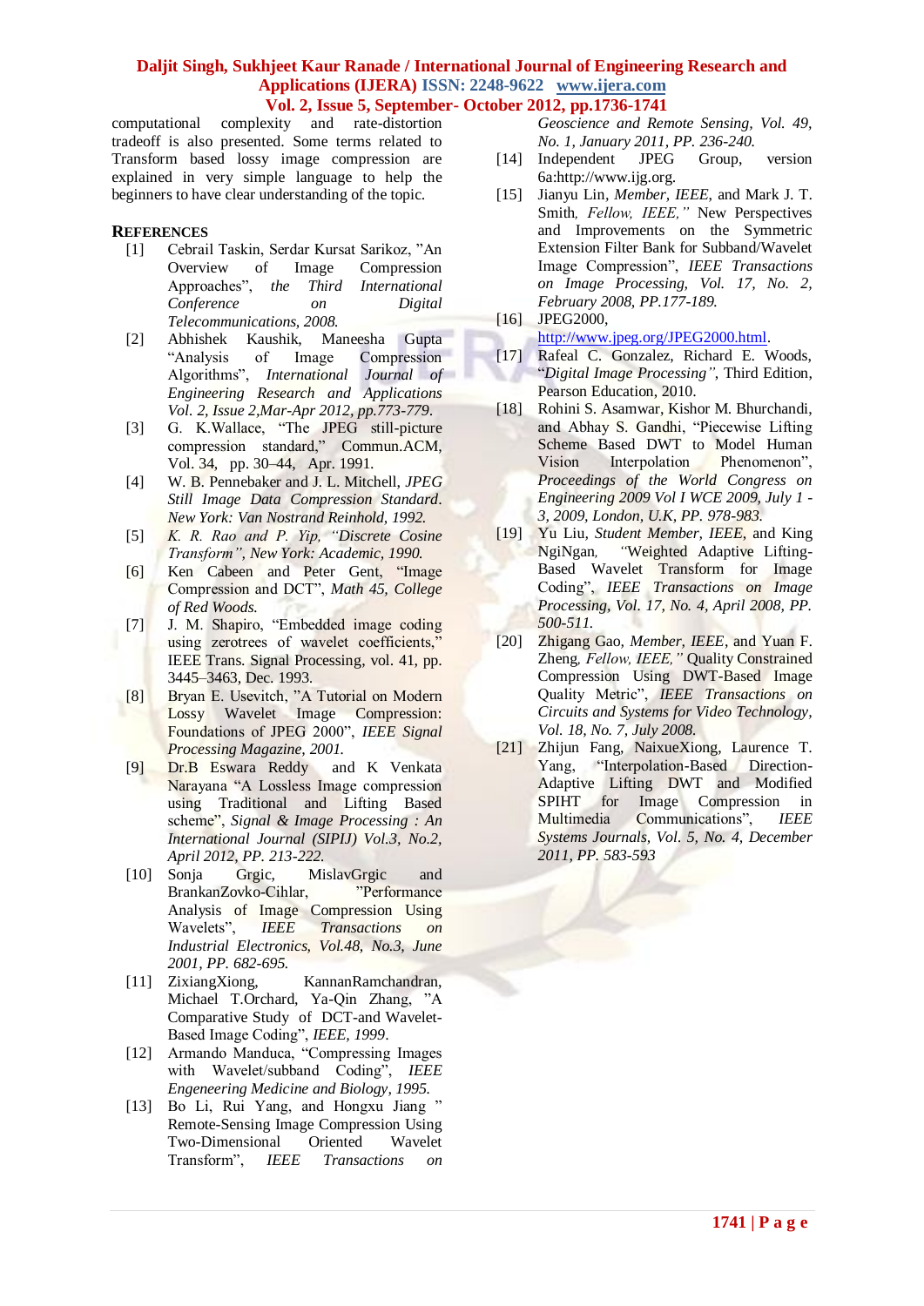computational complexity and rate-distortion tradeoff is also presented. Some terms related to Transform based lossy image compression are explained in very simple language to help the beginners to have clear understanding of the topic.

## REFERENCES

[1] Cebrail Taskin, Serdar Kursat Sarikoz, "An Overview of Image Compression Approaches", *the Third International Conference on Digital Telecommunications, 2008.*

[2] Abhishek Kaushik, Maneesha Gupta "Analysis of Image Compression Algorithms", *International Journal of Engineering Research and Applications Vol. 2, Issue 2,Mar-Apr 2012, pp.773-779.*

[3] G. K.Wallace, "The JPEG still-picture compression standard," Commun.ACM, Vol. 34, pp. 30–44, Apr. 1991.

[4] W. B. Pennebaker and J. L. Mitchell, *JPEG Still Image Data Compression Standard. New York: Van Nostrand Reinhold, 1992.*

[5] *K. R. Rao and P. Yip, "Discrete Cosine Transform", New York: Academic, 1990.*

[6] Ken Cabeen and Peter Gent, "Image Compression and DCT", *Math 45, College of Red Woods.*

[7] J. M. Shapiro, "Embedded image coding using zerotrees of wavelet coefficients," IEEE Trans. Signal Processing, vol. 41, pp. 3445–3463, Dec. 1993.

[8] Bryan E. Usevitch, "A Tutorial on Modern Lossy Wavelet Image Compression: Foundations of JPEG 2000", *IEEE Signal Processing Magazine, 2001.*

[9] Dr.B Eswara Reddy and K Venkata Narayana "A Lossless Image compression using Traditional and Lifting Based scheme", *Signal & Image Processing : An International Journal (SIPIJ) Vol.3, No.2, April 2012, PP. 213-222.*

[10] Sonja Grgic, MislavGrgic and BrankanZovko-Cihlar, "Performance Analysis of Image Compression Using Wavelets", *IEEE Transactions on Industrial Electronics, Vol.48, No.3, June 2001, PP. 682-695.*

[11] ZixiangXiong, KannanRamchandran, Michael T.Orchard, Ya-Qin Zhang, "A Comparative Study of DCT-and Wavelet-Based Image Coding", *IEEE, 1999*.

[12] Armando Manduca, "Compressing Images with Wavelet/subband Coding", *IEEE Engeneering Medicine and Biology, 1995.*

[13] Bo Li, Rui Yang, and Hongxu Jiang " Remote-Sensing Image Compression Using Two-Dimensional Oriented Wavelet Transform", *IEEE Transactions on Geoscience and Remote Sensing, Vol. 49, No. 1, January 2011, PP. 236-240.*

[14] Independent JPEG Group, version 6a:http://www.ijg.org.

[15] Jianyu Lin, *Member, IEEE,* and Mark J. T. Smith, *Fellow, IEEE,"* New Perspectives and Improvements on the Symmetric Extension Filter Bank for Subband/Wavelet Image Compression", *IEEE Transactions on Image Processing, Vol. 17, No. 2, February 2008, PP.177-189.*

[16] JPEG2000, http://www.jpeg.org/JPEG2000.html.

[17] Rafeal C. Gonzalez, Richard E. Woods, "*Digital Image Processing",* Third Edition, Pearson Education, 2010.

[18] Rohini S. Asamwar, Kishor M. Bhurchandi, and Abhay S. Gandhi, "Piecewise Lifting Scheme Based DWT to Model Human Vision Interpolation Phenomenon", *Proceedings of the World Congress on Engineering 2009 Vol I WCE 2009, July 1 - 3, 2009, London, U.K, PP. 978-983.*

[19] Yu Liu, *Student Member, IEEE,* and King NgiNgan, "Weighted Adaptive Lifting-Based Wavelet Transform for Image Coding", *IEEE Transactions on Image Processing, Vol. 17, No. 4, April 2008, PP. 500-511.*

[20] Zhigang Gao, *Member, IEEE*, and Yuan F. Zheng, *Fellow, IEEE,"* Quality Constrained Compression Using DWT-Based Image Quality Metric", *IEEE Transactions on Circuits and Systems for Video Technology, Vol. 18, No. 7, July 2008.*

[21] Zhijun Fang, NaixueXiong, Laurence T. Yang, "Interpolation-Based Direction-Adaptive Lifting DWT and Modified SPIHT for Image Compression in Multimedia Communications", *IEEE Systems Journals, Vol. 5, No. 4, December 2011, PP. 583-593*